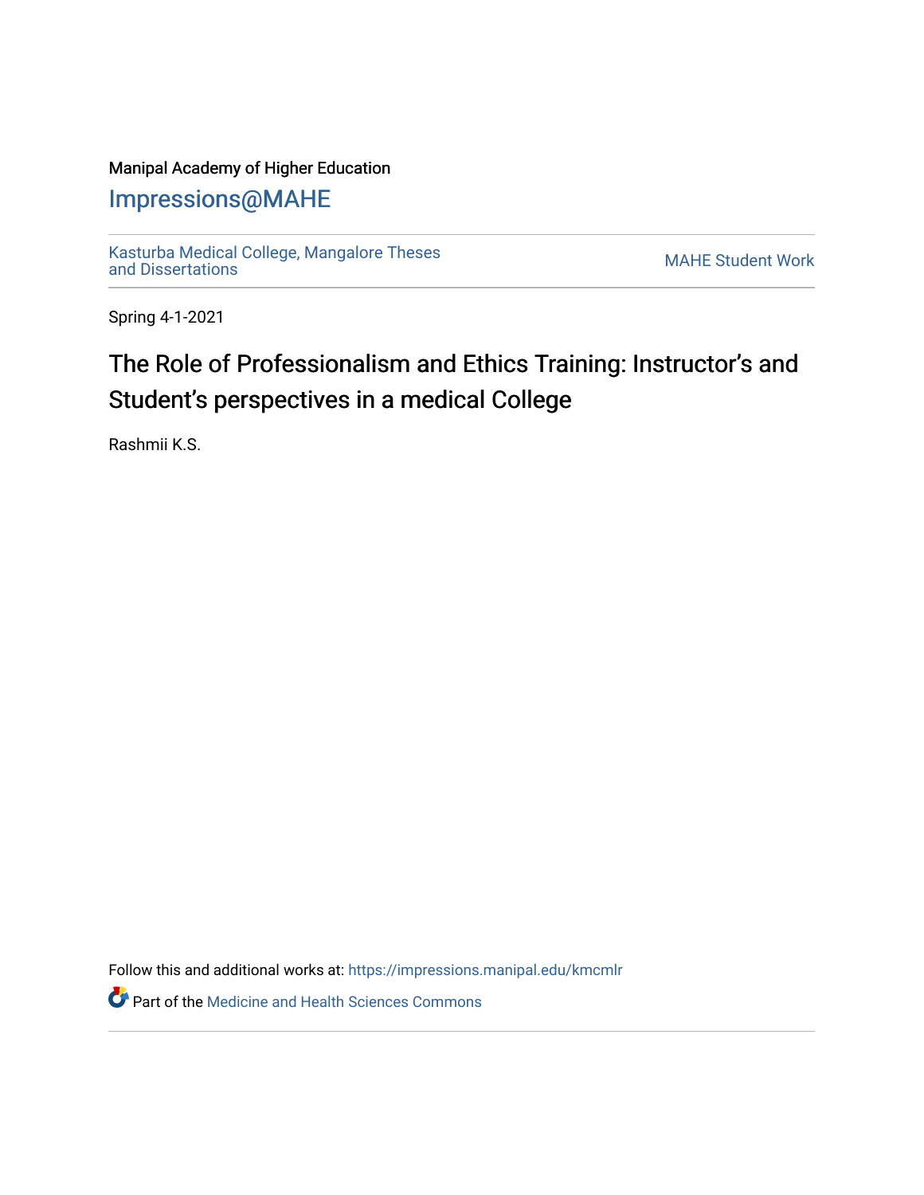Manipal Academy of Higher Education

Impressions@MAHE

Kasturba Medical College, Mangalore Theses and Dissertations

MAHE Student Work

Spring 4-1-2021

# The Role of Professionalism and Ethics Training: Instructor's and Student's perspectives in a medical College

Rashmii K.S.

Follow this and additional works at: https://impressions.manipal.edu/kmcmlr

Part of the Medicine and Health Sciences Commons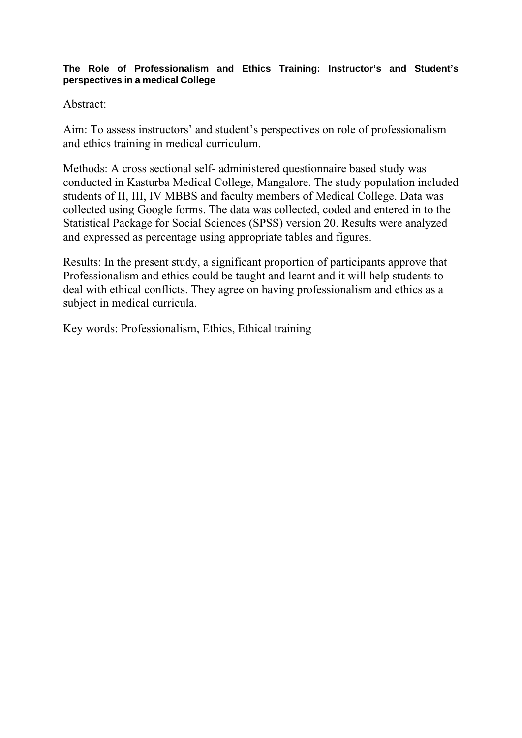**The Role of Professionalism and Ethics Training: Instructor's and Student's perspectives in a medical College**

Abstract:

Aim: To assess instructors' and student's perspectives on role of professionalism and ethics training in medical curriculum.

Methods: A cross sectional self- administered questionnaire based study was conducted in Kasturba Medical College, Mangalore. The study population included students of II, III, IV MBBS and faculty members of Medical College. Data was collected using Google forms. The data was collected, coded and entered in to the Statistical Package for Social Sciences (SPSS) version 20. Results were analyzed and expressed as percentage using appropriate tables and figures.

Results: In the present study, a significant proportion of participants approve that Professionalism and ethics could be taught and learnt and it will help students to deal with ethical conflicts. They agree on having professionalism and ethics as a subject in medical curricula.

Key words: Professionalism, Ethics, Ethical training